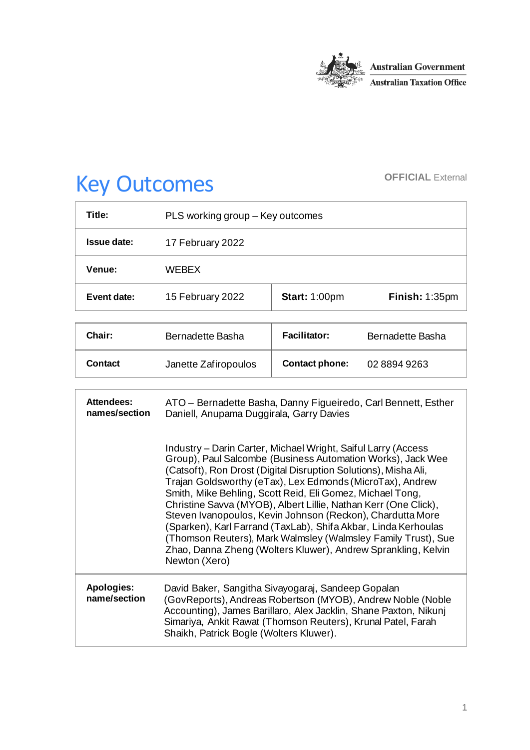Australian Government
Australian Taxation Office

# Key Outcomes

**OFFICIAL** External

| **Title:** | PLS working group – Key outcomes | | |
|---|---|---|---|
| **Issue date:** | 17 February 2022 | | |
| **Venue:** | WEBEX | | |
| **Event date:** | 15 February 2022 | **Start:** 1:00pm | **Finish:** 1:35pm |

| **Chair:** | Bernadette Basha | **Facilitator:** | Bernadette Basha |
|---|---|---|---|
| **Contact** | Janette Zafiropoulos | **Contact phone:** | 02 8894 9263 |

| **Attendees: names/section** | ATO – Bernadette Basha, Danny Figueiredo, Carl Bennett, Esther Daniell, Anupama Duggirala, Garry Davies<br><br>Industry – Darin Carter, Michael Wright, Saiful Larry (Access Group), Paul Salcombe (Business Automation Works), Jack Wee (Catsoft), Ron Drost (Digital Disruption Solutions), Misha Ali, Trajan Goldsworthy (eTax), Lex Edmonds (MicroTax), Andrew Smith, Mike Behling, Scott Reid, Eli Gomez, Michael Tong, Christine Savva (MYOB), Albert Lillie, Nathan Kerr (One Click), Steven Ivanopoulos, Kevin Johnson (Reckon), Chardutta More (Sparken), Karl Farrand (TaxLab), Shifa Akbar, Linda Kerhoulas (Thomson Reuters), Mark Walmsley (Walmsley Family Trust), Sue Zhao, Danna Zheng (Wolters Kluwer), Andrew Sprankling, Kelvin Newton (Xero) |
|---|---|
| **Apologies: name/section** | David Baker, Sangitha Sivayogaraj, Sandeep Gopalan (GovReports), Andreas Robertson (MYOB), Andrew Noble (Noble Accounting), James Barillaro, Alex Jacklin, Shane Paxton, Nikunj Simariya, Ankit Rawat (Thomson Reuters), Krunal Patel, Farah Shaikh, Patrick Bogle (Wolters Kluwer). |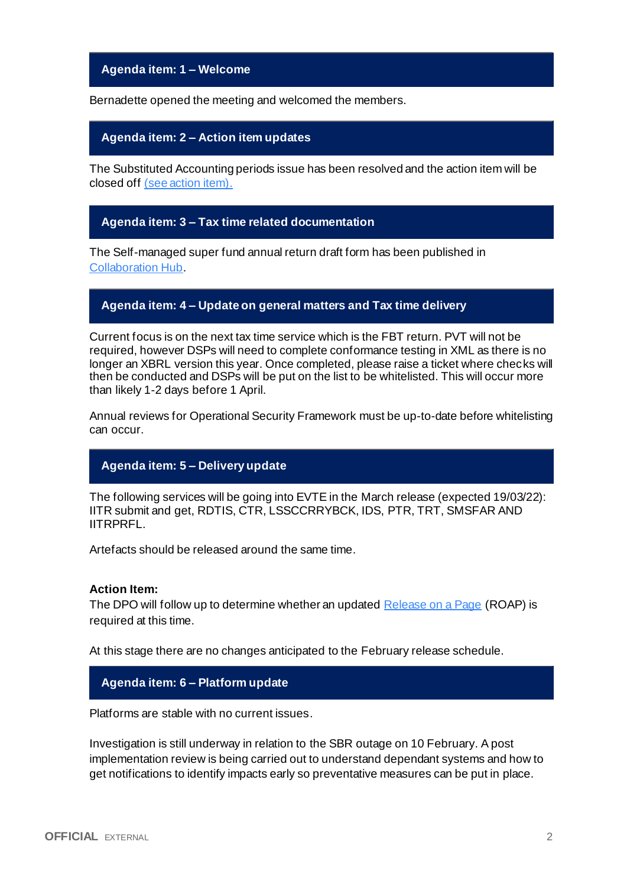## Agenda item: 1 – Welcome

Bernadette opened the meeting and welcomed the members.

## Agenda item: 2 – Action item updates

The Substituted Accounting periods issue has been resolved and the action item will be closed off (see action item).

## Agenda item: 3 – Tax time related documentation

The Self-managed super fund annual return draft form has been published in Collaboration Hub.

## Agenda item: 4 – Update on general matters and Tax time delivery

Current focus is on the next tax time service which is the FBT return. PVT will not be required, however DSPs will need to complete conformance testing in XML as there is no longer an XBRL version this year. Once completed, please raise a ticket where checks will then be conducted and DSPs will be put on the list to be whitelisted. This will occur more than likely 1-2 days before 1 April.

Annual reviews for Operational Security Framework must be up-to-date before whitelisting can occur.

## Agenda item: 5 – Delivery update

The following services will be going into EVTE in the March release (expected 19/03/22): IITR submit and get, RDTIS, CTR, LSSCCRRYBCK, IDS, PTR, TRT, SMSFAR AND IITRPRFL.

Artefacts should be released around the same time.

**Action Item:**
The DPO will follow up to determine whether an updated Release on a Page (ROAP) is required at this time.

At this stage there are no changes anticipated to the February release schedule.

## Agenda item: 6 – Platform update

Platforms are stable with no current issues.

Investigation is still underway in relation to the SBR outage on 10 February. A post implementation review is being carried out to understand dependant systems and how to get notifications to identify impacts early so preventative measures can be put in place.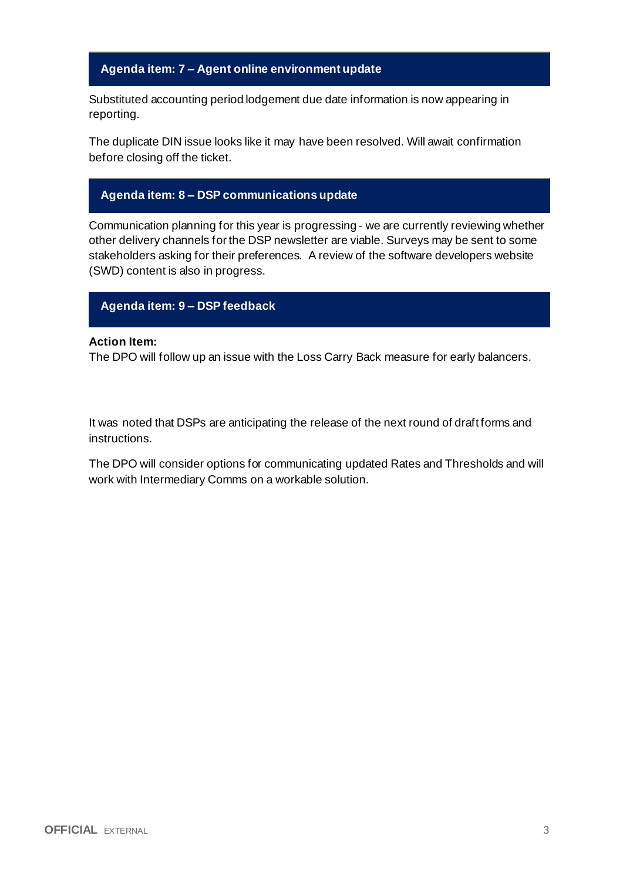## Agenda item: 7 – Agent online environment update

Substituted accounting period lodgement due date information is now appearing in reporting.

The duplicate DIN issue looks like it may have been resolved. Will await confirmation before closing off the ticket.

## Agenda item: 8 – DSP communications update

Communication planning for this year is progressing - we are currently reviewing whether other delivery channels for the DSP newsletter are viable. Surveys may be sent to some stakeholders asking for their preferences. A review of the software developers website (SWD) content is also in progress.

## Agenda item: 9 – DSP feedback

**Action Item:**
The DPO will follow up an issue with the Loss Carry Back measure for early balancers.

It was noted that DSPs are anticipating the release of the next round of draft forms and instructions.

The DPO will consider options for communicating updated Rates and Thresholds and will work with Intermediary Comms on a workable solution.